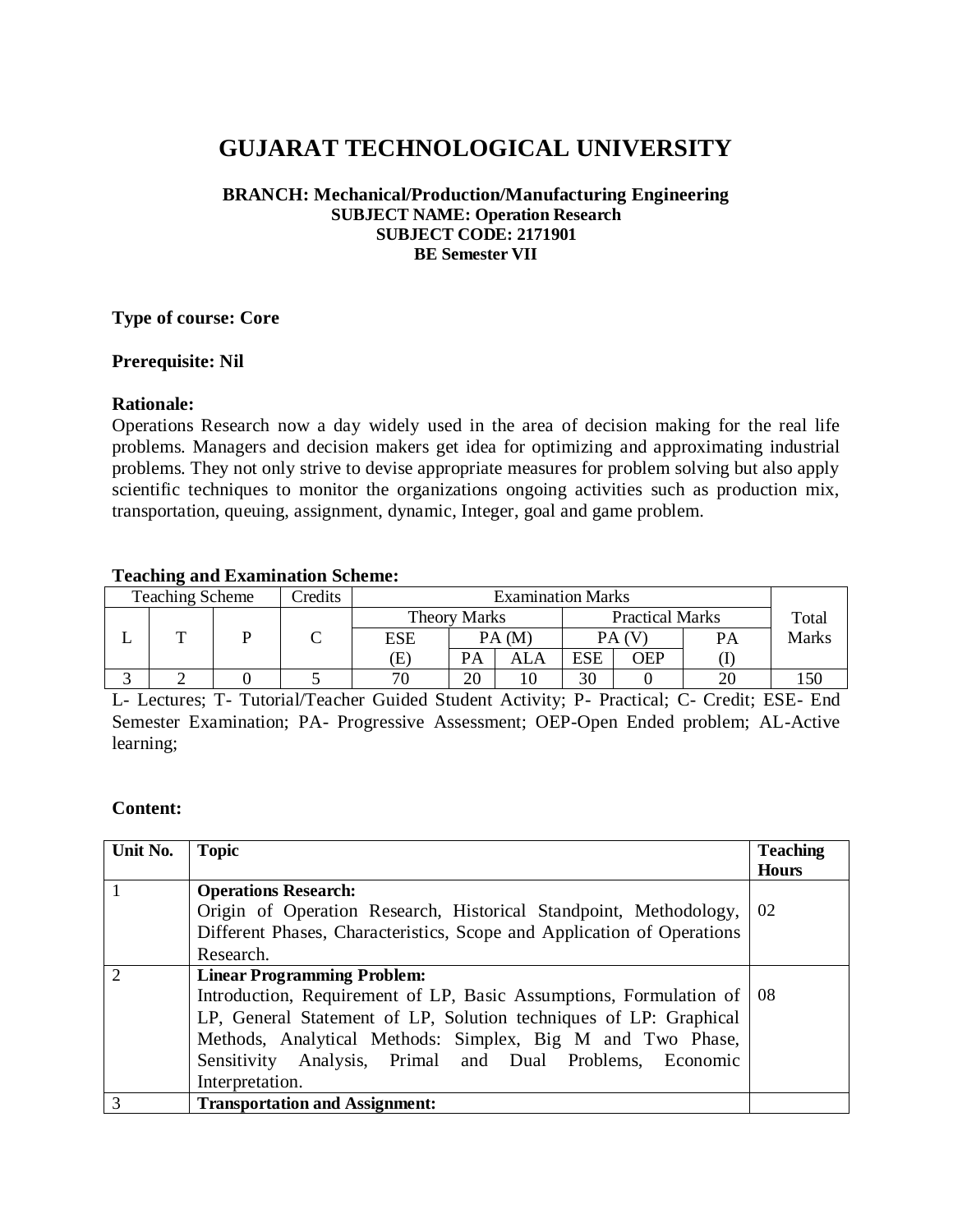# GUJARAT TECHNOLOGICAL UNIVERSITY

**BRANCH: Mechanical/Production/Manufacturing Engineering**
**SUBJECT NAME: Operation Research**
**SUBJECT CODE: 2171901**
**BE Semester VII**

**Type of course: Core**

**Prerequisite: Nil**

**Rationale:**
Operations Research now a day widely used in the area of decision making for the real life problems. Managers and decision makers get idea for optimizing and approximating industrial problems. They not only strive to devise appropriate measures for problem solving but also apply scientific techniques to monitor the organizations ongoing activities such as production mix, transportation, queuing, assignment, dynamic, Integer, goal and game problem.

**Teaching and Examination Scheme:**

| Teaching Scheme | | | Credits | Examination Marks | | | | | | Total Marks |
|---|---|---|---|---|---|---|---|---|---|---|
| | | | | Theory Marks | | | Practical Marks | | | |
| L | T | P | C | ESE | PA (M) | | PA (V) | | PA | |
| | | | | (E) | PA | ALA | ESE | OEP | (I) | |
| 3 | 2 | 0 | 5 | 70 | 20 | 10 | 30 | 0 | 20 | 150 |

L- Lectures; T- Tutorial/Teacher Guided Student Activity; P- Practical; C- Credit; ESE- End Semester Examination; PA- Progressive Assessment; OEP-Open Ended problem; AL-Active learning;

**Content:**

| Unit No. | Topic | Teaching Hours |
|---|---|---|
| 1 | **Operations Research:** Origin of Operation Research, Historical Standpoint, Methodology, Different Phases, Characteristics, Scope and Application of Operations Research. | 02 |
| 2 | **Linear Programming Problem:** Introduction, Requirement of LP, Basic Assumptions, Formulation of LP, General Statement of LP, Solution techniques of LP: Graphical Methods, Analytical Methods: Simplex, Big M and Two Phase, Sensitivity Analysis, Primal and Dual Problems, Economic Interpretation. | 08 |
| 3 | **Transportation and Assignment:** | |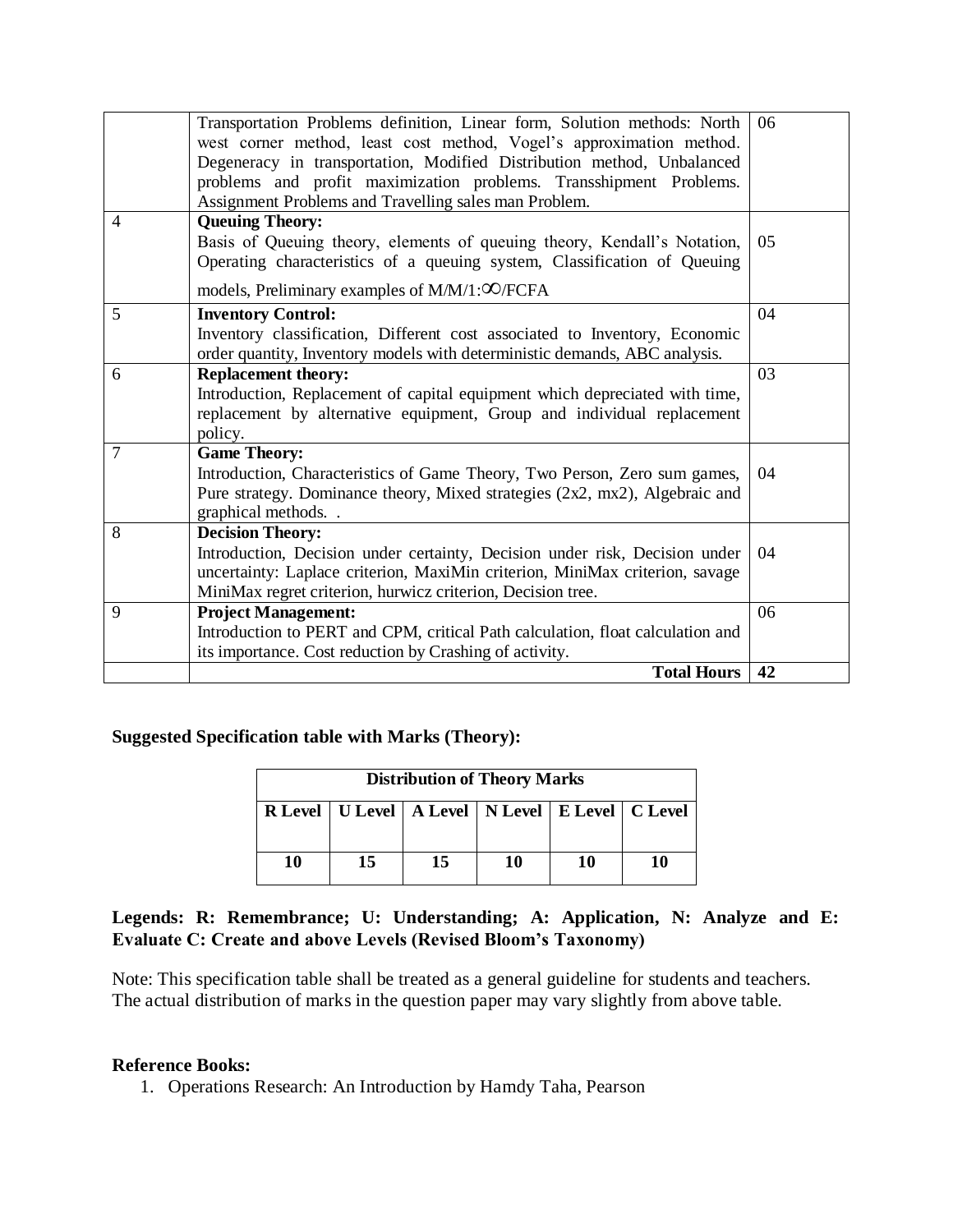| | | |
|---|---|---|
| | Transportation Problems definition, Linear form, Solution methods: North west corner method, least cost method, Vogel's approximation method. Degeneracy in transportation, Modified Distribution method, Unbalanced problems and profit maximization problems. Transshipment Problems. Assignment Problems and Travelling sales man Problem. | 06 |
| 4 | **Queuing Theory:** Basis of Queuing theory, elements of queuing theory, Kendall's Notation, Operating characteristics of a queuing system, Classification of Queuing models, Preliminary examples of M/M/1:$\infty$/FCFA | 05 |
| 5 | **Inventory Control:** Inventory classification, Different cost associated to Inventory, Economic order quantity, Inventory models with deterministic demands, ABC analysis. | 04 |
| 6 | **Replacement theory:** Introduction, Replacement of capital equipment which depreciated with time, replacement by alternative equipment, Group and individual replacement policy. | 03 |
| 7 | **Game Theory:** Introduction, Characteristics of Game Theory, Two Person, Zero sum games, Pure strategy. Dominance theory, Mixed strategies (2x2, mx2), Algebraic and graphical methods. . | 04 |
| 8 | **Decision Theory:** Introduction, Decision under certainty, Decision under risk, Decision under uncertainty: Laplace criterion, MaxiMin criterion, MiniMax criterion, savage MiniMax regret criterion, hurwicz criterion, Decision tree. | 04 |
| 9 | **Project Management:** Introduction to PERT and CPM, critical Path calculation, float calculation and its importance. Cost reduction by Crashing of activity. | 06 |
| | **Total Hours** | **42** |

**Suggested Specification table with Marks (Theory):**

| **Distribution of Theory Marks** | | | | | |
|---|---|---|---|---|---|
| **R Level** | **U Level** | **A Level** | **N Level** | **E Level** | **C Level** |
| **10** | **15** | **15** | **10** | **10** | **10** |

**Legends: R: Remembrance; U: Understanding; A: Application, N: Analyze and E: Evaluate C: Create and above Levels (Revised Bloom's Taxonomy)**

Note: This specification table shall be treated as a general guideline for students and teachers. The actual distribution of marks in the question paper may vary slightly from above table.

**Reference Books:**

1. Operations Research: An Introduction by Hamdy Taha, Pearson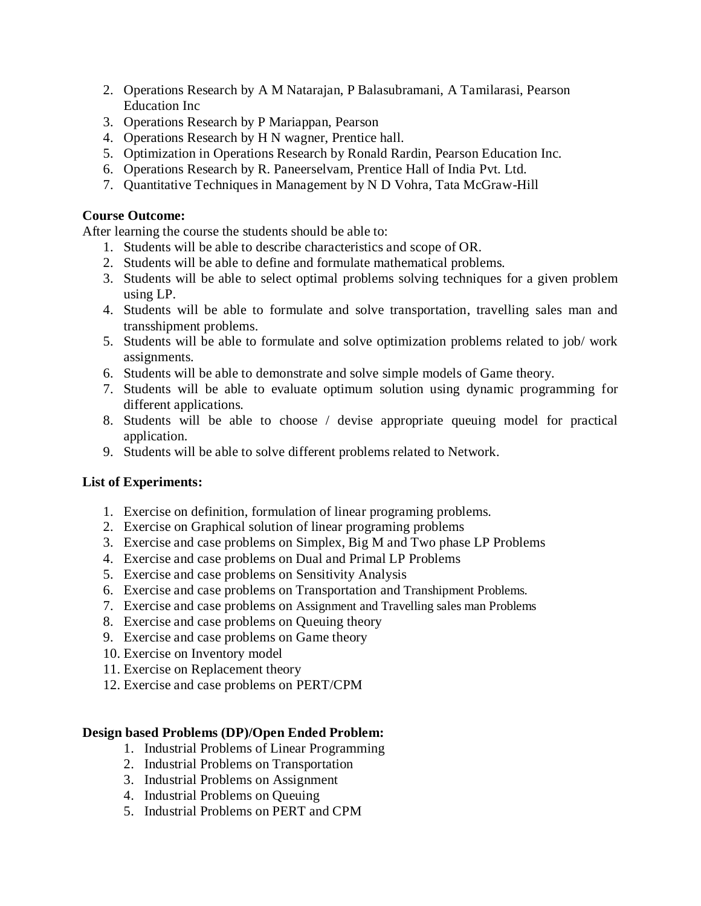2. Operations Research by A M Natarajan, P Balasubramani, A Tamilarasi, Pearson Education Inc
3. Operations Research by P Mariappan, Pearson
4. Operations Research by H N wagner, Prentice hall.
5. Optimization in Operations Research by Ronald Rardin, Pearson Education Inc.
6. Operations Research by R. Paneerselvam, Prentice Hall of India Pvt. Ltd.
7. Quantitative Techniques in Management by N D Vohra, Tata McGraw-Hill

**Course Outcome:**

After learning the course the students should be able to:

1. Students will be able to describe characteristics and scope of OR.
2. Students will be able to define and formulate mathematical problems.
3. Students will be able to select optimal problems solving techniques for a given problem using LP.
4. Students will be able to formulate and solve transportation, travelling sales man and transshipment problems.
5. Students will be able to formulate and solve optimization problems related to job/ work assignments.
6. Students will be able to demonstrate and solve simple models of Game theory.
7. Students will be able to evaluate optimum solution using dynamic programming for different applications.
8. Students will be able to choose / devise appropriate queuing model for practical application.
9. Students will be able to solve different problems related to Network.

**List of Experiments:**

1. Exercise on definition, formulation of linear programing problems.
2. Exercise on Graphical solution of linear programing problems
3. Exercise and case problems on Simplex, Big M and Two phase LP Problems
4. Exercise and case problems on Dual and Primal LP Problems
5. Exercise and case problems on Sensitivity Analysis
6. Exercise and case problems on Transportation and Transhipment Problems.
7. Exercise and case problems on Assignment and Travelling sales man Problems
8. Exercise and case problems on Queuing theory
9. Exercise and case problems on Game theory
10. Exercise on Inventory model
11. Exercise on Replacement theory
12. Exercise and case problems on PERT/CPM

**Design based Problems (DP)/Open Ended Problem:**

1. Industrial Problems of Linear Programming
2. Industrial Problems on Transportation
3. Industrial Problems on Assignment
4. Industrial Problems on Queuing
5. Industrial Problems on PERT and CPM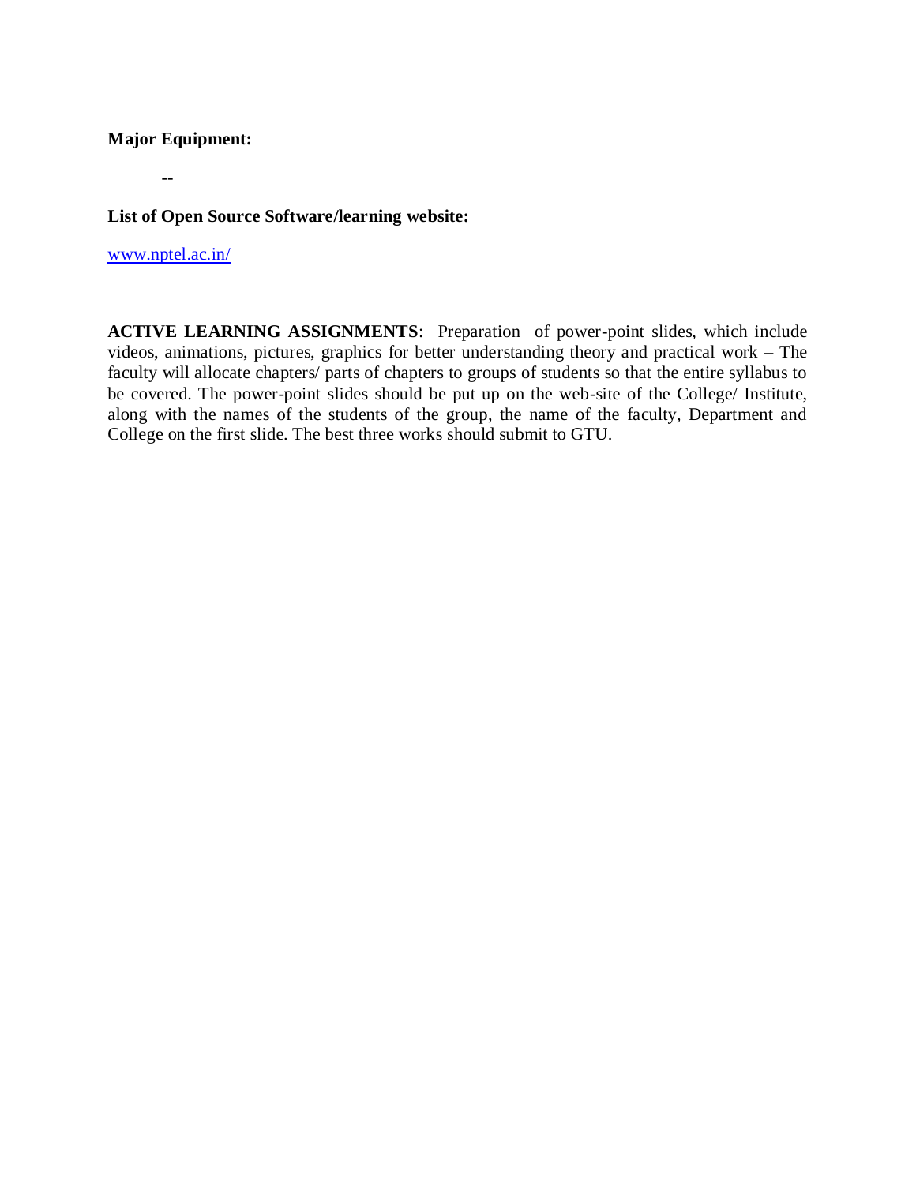**Major Equipment:**

--

**List of Open Source Software/learning website:**

www.nptel.ac.in/

**ACTIVE LEARNING ASSIGNMENTS**: Preparation of power-point slides, which include videos, animations, pictures, graphics for better understanding theory and practical work – The faculty will allocate chapters/ parts of chapters to groups of students so that the entire syllabus to be covered. The power-point slides should be put up on the web-site of the College/ Institute, along with the names of the students of the group, the name of the faculty, Department and College on the first slide. The best three works should submit to GTU.